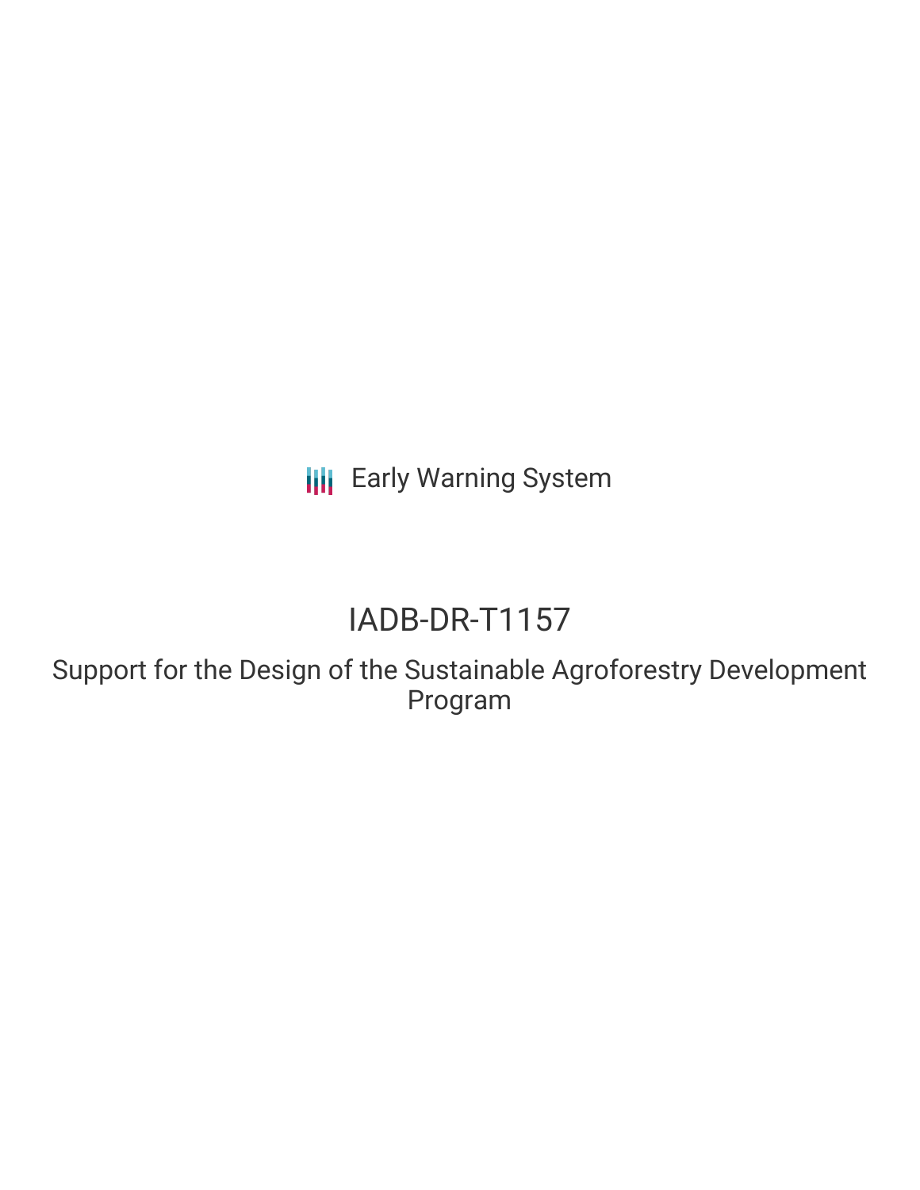Early Warning System

# IADB-DR-T1157

## Support for the Design of the Sustainable Agroforestry Development Program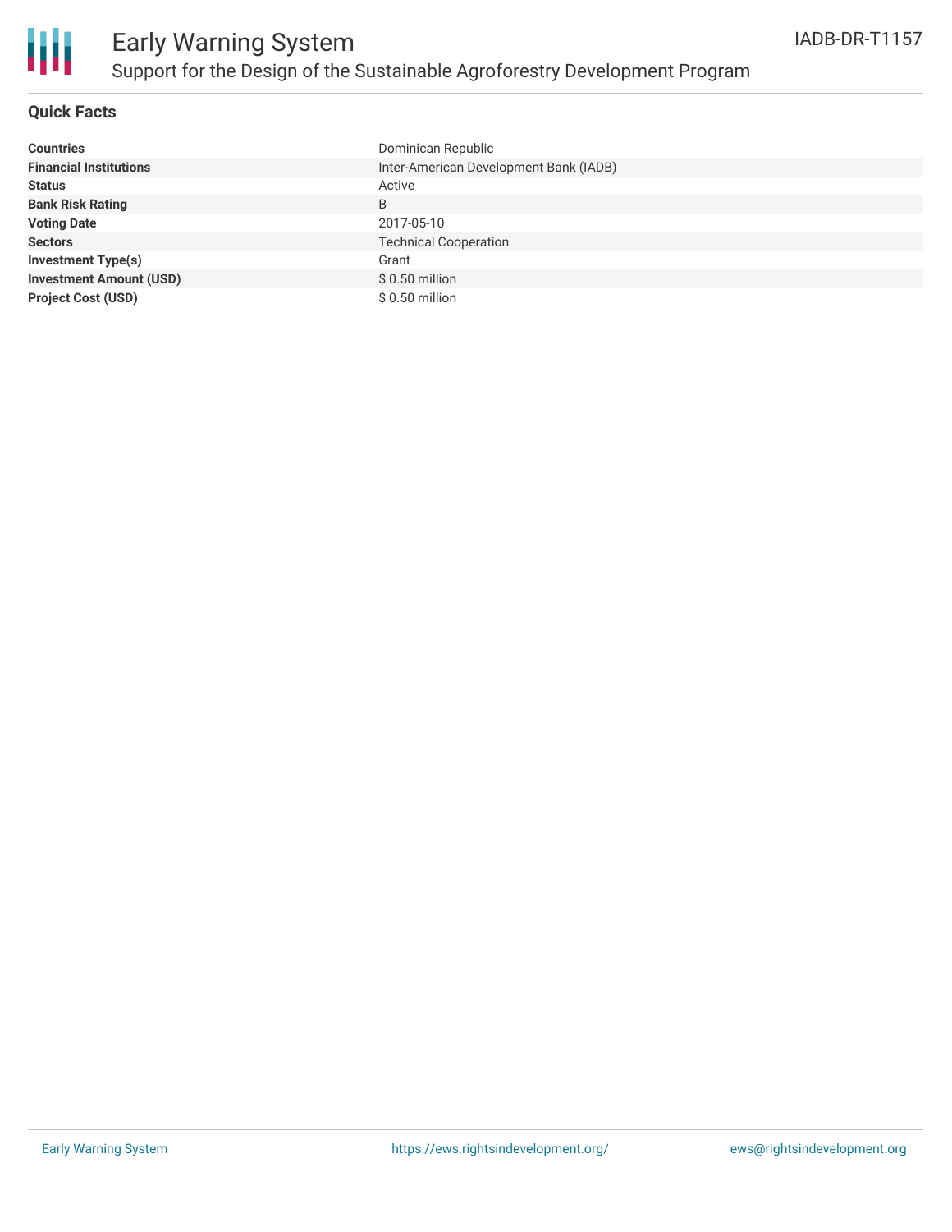## Quick Facts

| | |
|---|---|
| **Countries** | Dominican Republic |
| **Financial Institutions** | Inter-American Development Bank (IADB) |
| **Status** | Active |
| **Bank Risk Rating** | B |
| **Voting Date** | 2017-05-10 |
| **Sectors** | Technical Cooperation |
| **Investment Type(s)** | Grant |
| **Investment Amount (USD)** | $ 0.50 million |
| **Project Cost (USD)** | $ 0.50 million |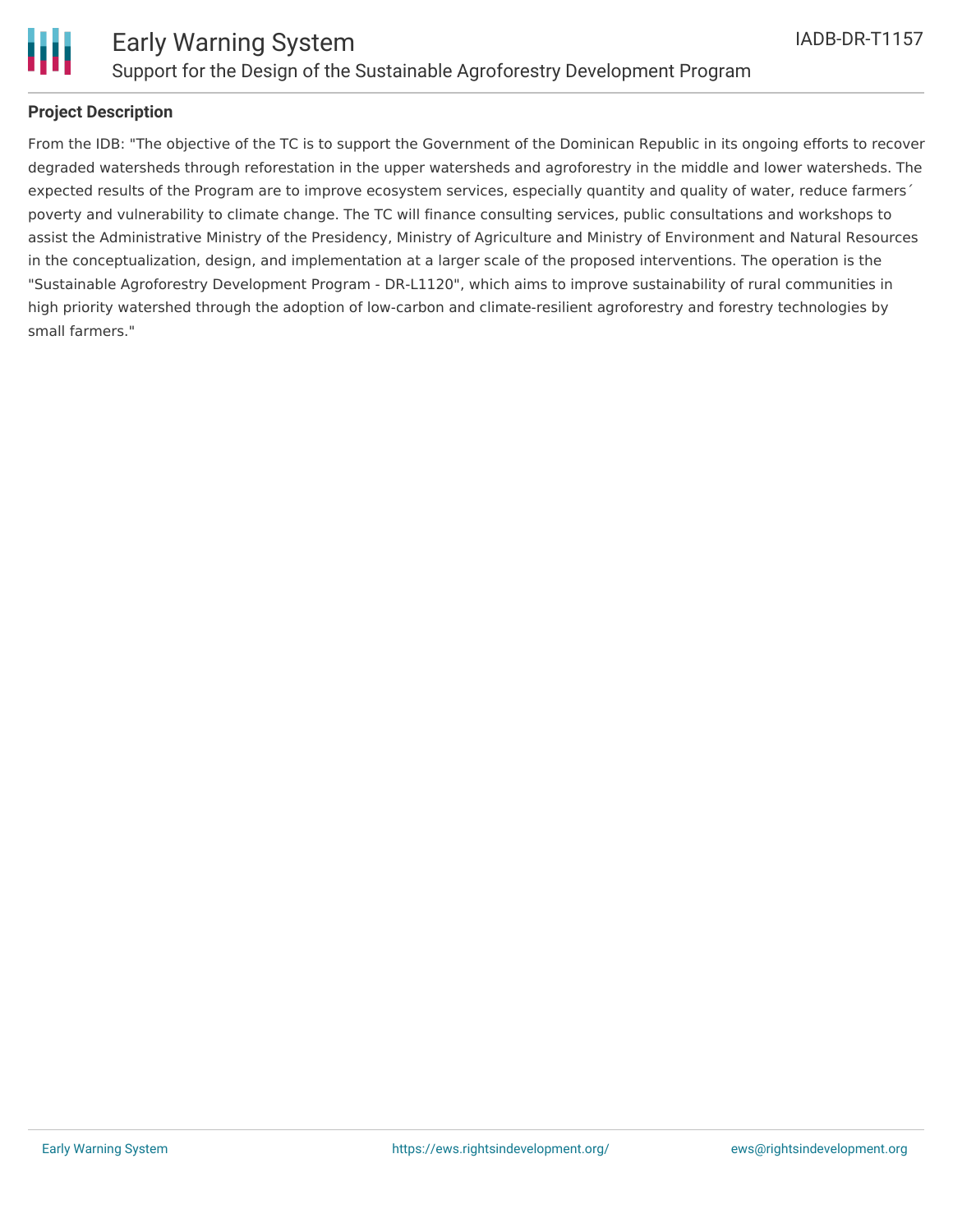## Project Description

From the IDB: "The objective of the TC is to support the Government of the Dominican Republic in its ongoing efforts to recover degraded watersheds through reforestation in the upper watersheds and agroforestry in the middle and lower watersheds. The expected results of the Program are to improve ecosystem services, especially quantity and quality of water, reduce farmers´ poverty and vulnerability to climate change. The TC will finance consulting services, public consultations and workshops to assist the Administrative Ministry of the Presidency, Ministry of Agriculture and Ministry of Environment and Natural Resources in the conceptualization, design, and implementation at a larger scale of the proposed interventions. The operation is the "Sustainable Agroforestry Development Program - DR-L1120", which aims to improve sustainability of rural communities in high priority watershed through the adoption of low-carbon and climate-resilient agroforestry and forestry technologies by small farmers."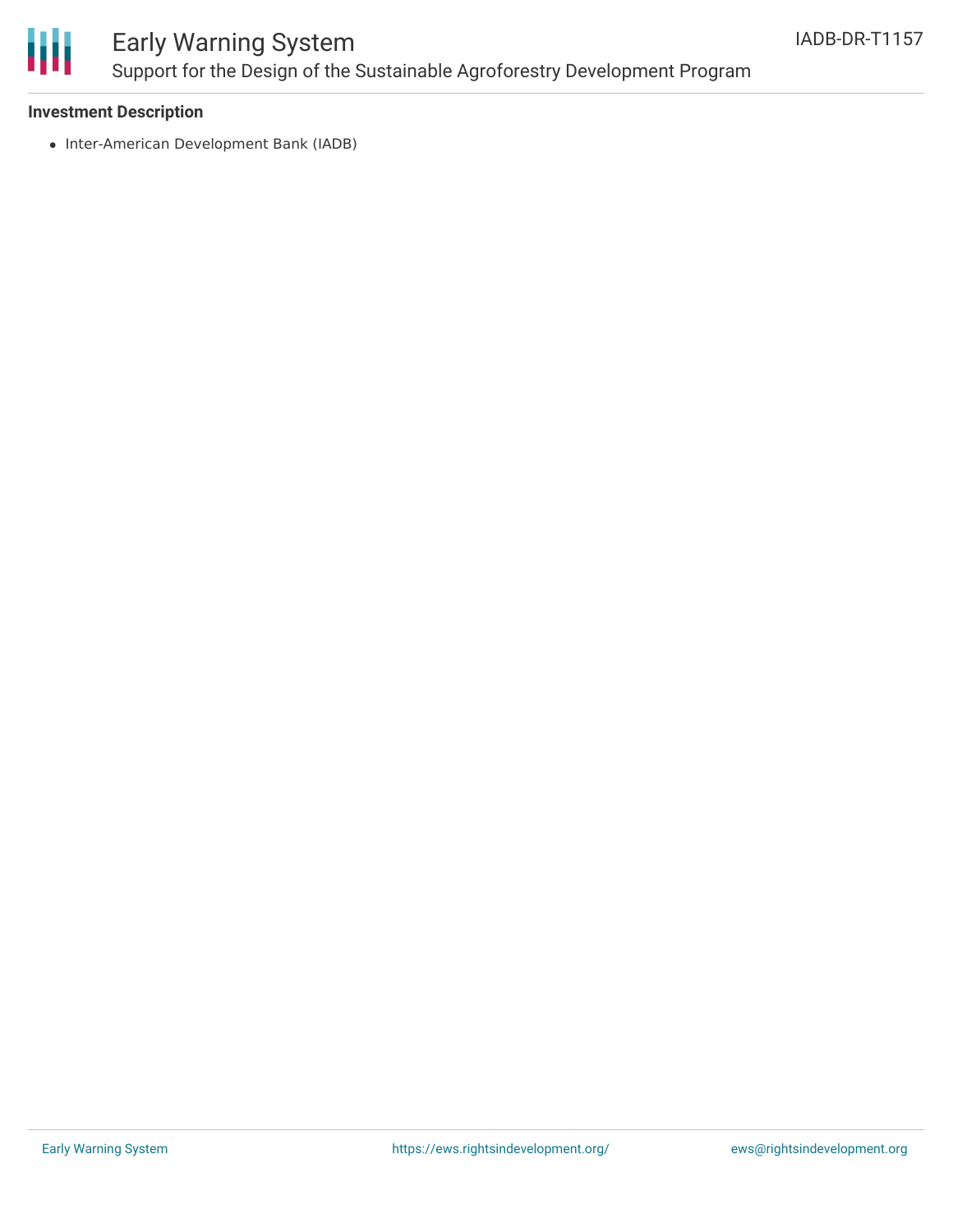**Investment Description**

- Inter-American Development Bank (IADB)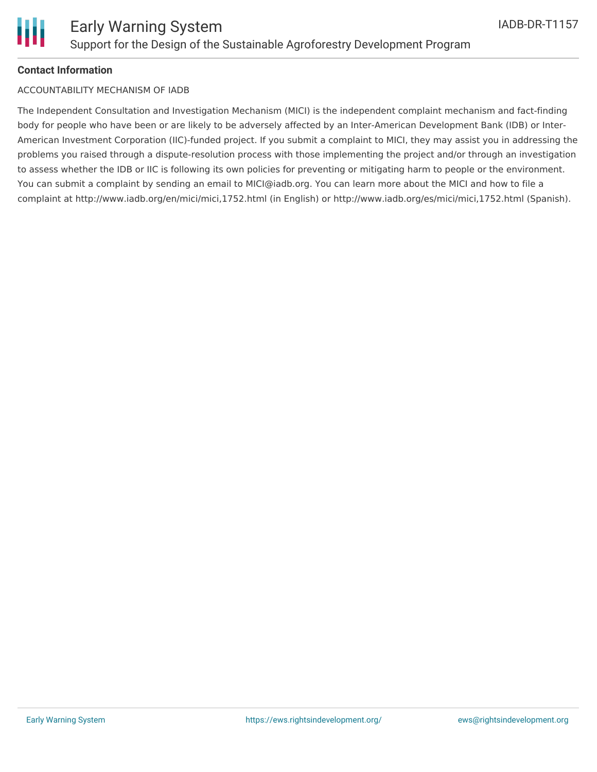**Contact Information**

ACCOUNTABILITY MECHANISM OF IADB

The Independent Consultation and Investigation Mechanism (MICI) is the independent complaint mechanism and fact-finding body for people who have been or are likely to be adversely affected by an Inter-American Development Bank (IDB) or Inter-American Investment Corporation (IIC)-funded project. If you submit a complaint to MICI, they may assist you in addressing the problems you raised through a dispute-resolution process with those implementing the project and/or through an investigation to assess whether the IDB or IIC is following its own policies for preventing or mitigating harm to people or the environment. You can submit a complaint by sending an email to MICI@iadb.org. You can learn more about the MICI and how to file a complaint at http://www.iadb.org/en/mici/mici,1752.html (in English) or http://www.iadb.org/es/mici/mici,1752.html (Spanish).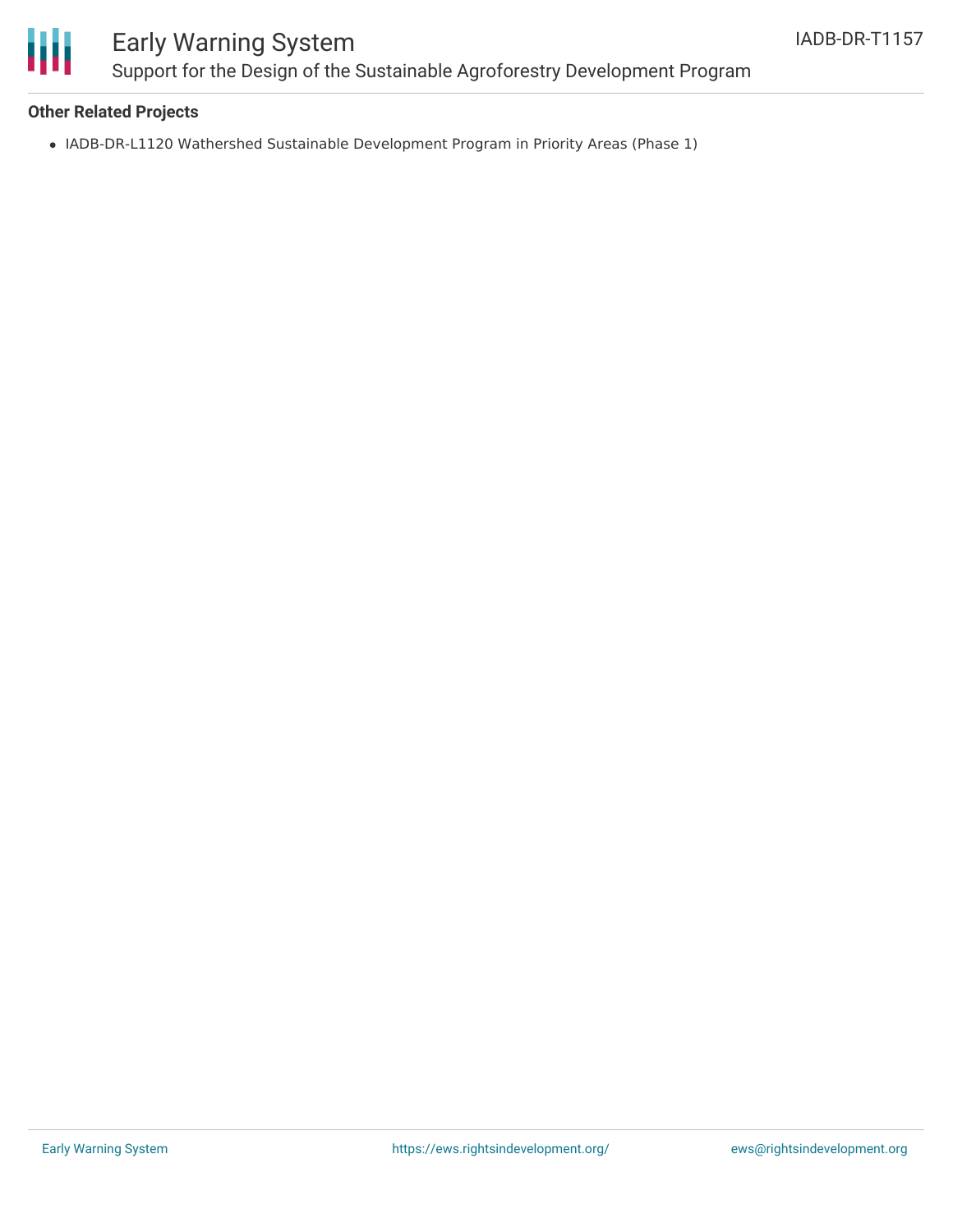**Other Related Projects**

- IADB-DR-L1120 Wathershed Sustainable Development Program in Priority Areas (Phase 1)